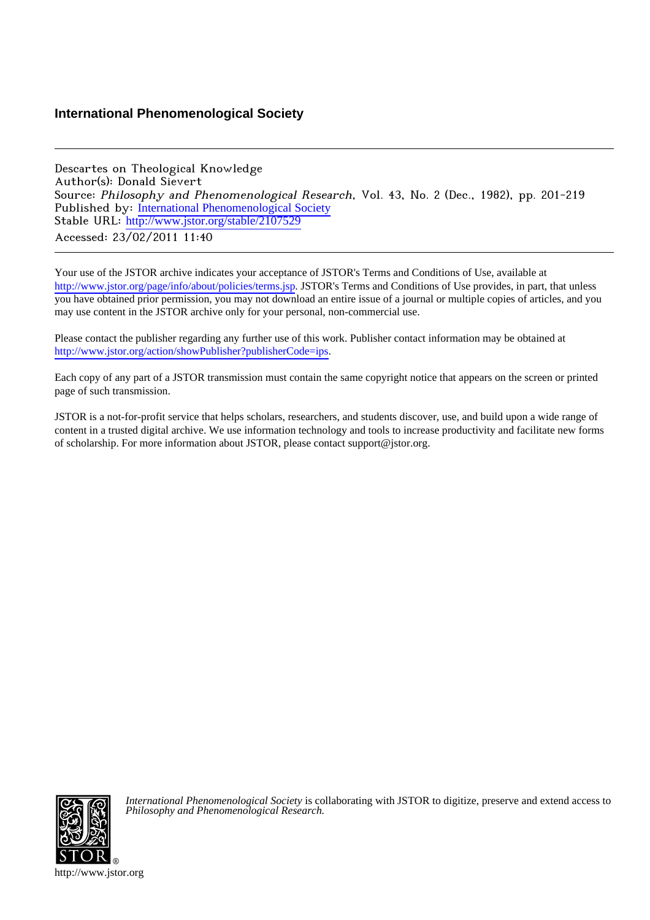## International Phenomenological Society

Descartes on Theological Knowledge
Author(s): Donald Sievert
Source: *Philosophy and Phenomenological Research*, Vol. 43, No. 2 (Dec., 1982), pp. 201-219
Published by: International Phenomenological Society
Stable URL: http://www.jstor.org/stable/2107529
Accessed: 23/02/2011 11:40

Your use of the JSTOR archive indicates your acceptance of JSTOR's Terms and Conditions of Use, available at http://www.jstor.org/page/info/about/policies/terms.jsp. JSTOR's Terms and Conditions of Use provides, in part, that unless you have obtained prior permission, you may not download an entire issue of a journal or multiple copies of articles, and you may use content in the JSTOR archive only for your personal, non-commercial use.

Please contact the publisher regarding any further use of this work. Publisher contact information may be obtained at http://www.jstor.org/action/showPublisher?publisherCode=ips.

Each copy of any part of a JSTOR transmission must contain the same copyright notice that appears on the screen or printed page of such transmission.

JSTOR is a not-for-profit service that helps scholars, researchers, and students discover, use, and build upon a wide range of content in a trusted digital archive. We use information technology and tools to increase productivity and facilitate new forms of scholarship. For more information about JSTOR, please contact support@jstor.org.

*International Phenomenological Society* is collaborating with JSTOR to digitize, preserve and extend access to *Philosophy and Phenomenological Research.*

http://www.jstor.org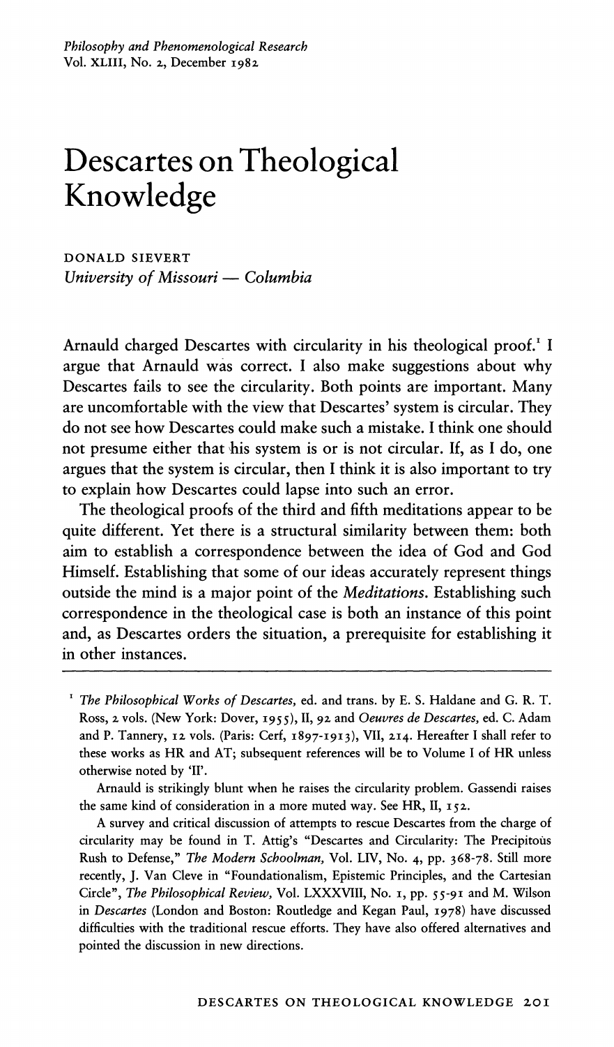*Philosophy and Phenomenological Research*
Vol. XLIII, No. 2, December 1982

# Descartes on Theological Knowledge

DONALD SIEVERT
*University of Missouri — Columbia*

Arnauld charged Descartes with circularity in his theological proof.[1] I argue that Arnauld was correct. I also make suggestions about why Descartes fails to see the circularity. Both points are important. Many are uncomfortable with the view that Descartes' system is circular. They do not see how Descartes could make such a mistake. I think one should not presume either that his system is or is not circular. If, as I do, one argues that the system is circular, then I think it is also important to try to explain how Descartes could lapse into such an error.

The theological proofs of the third and fifth meditations appear to be quite different. Yet there is a structural similarity between them: both aim to establish a correspondence between the idea of God and God Himself. Establishing that some of our ideas accurately represent things outside the mind is a major point of the *Meditations*. Establishing such correspondence in the theological case is both an instance of this point and, as Descartes orders the situation, a prerequisite for establishing it in other instances.

---

[1] *The Philosophical Works of Descartes*, ed. and trans. by E. S. Haldane and G. R. T. Ross, 2 vols. (New York: Dover, 1955), II, 92 and *Oeuvres de Descartes*, ed. C. Adam and P. Tannery, 12 vols. (Paris: Cerf, 1897-1913), VII, 214. Hereafter I shall refer to these works as HR and AT; subsequent references will be to Volume I of HR unless otherwise noted by 'II'.

Arnauld is strikingly blunt when he raises the circularity problem. Gassendi raises the same kind of consideration in a more muted way. See HR, II, 152.

A survey and critical discussion of attempts to rescue Descartes from the charge of circularity may be found in T. Attig's "Descartes and Circularity: The Precipitous Rush to Defense," *The Modern Schoolman*, Vol. LIV, No. 4, pp. 368-78. Still more recently, J. Van Cleve in "Foundationalism, Epistemic Principles, and the Cartesian Circle", *The Philosophical Review*, Vol. LXXXVIII, No. 1, pp. 55-91 and M. Wilson in *Descartes* (London and Boston: Routledge and Kegan Paul, 1978) have discussed difficulties with the traditional rescue efforts. They have also offered alternatives and pointed the discussion in new directions.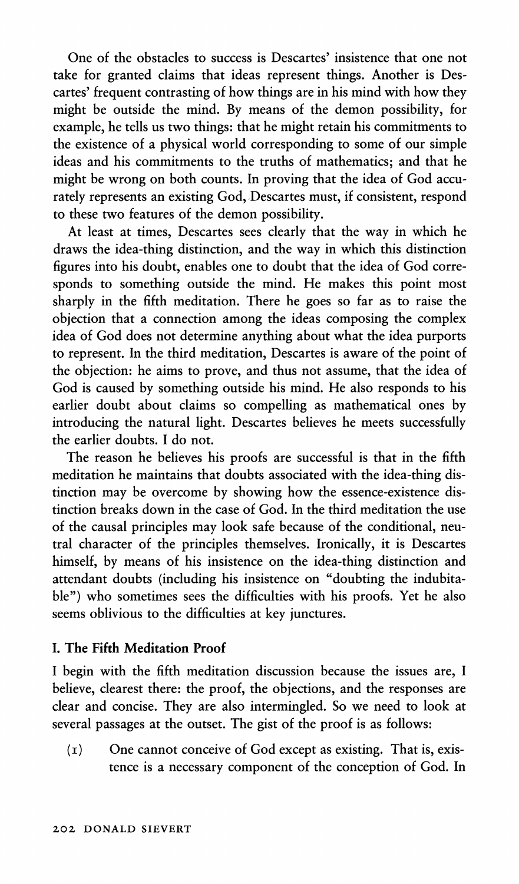One of the obstacles to success is Descartes' insistence that one not take for granted claims that ideas represent things. Another is Descartes' frequent contrasting of how things are in his mind with how they might be outside the mind. By means of the demon possibility, for example, he tells us two things: that he might retain his commitments to the existence of a physical world corresponding to some of our simple ideas and his commitments to the truths of mathematics; and that he might be wrong on both counts. In proving that the idea of God accurately represents an existing God, Descartes must, if consistent, respond to these two features of the demon possibility.

At least at times, Descartes sees clearly that the way in which he draws the idea-thing distinction, and the way in which this distinction figures into his doubt, enables one to doubt that the idea of God corresponds to something outside the mind. He makes this point most sharply in the fifth meditation. There he goes so far as to raise the objection that a connection among the ideas composing the complex idea of God does not determine anything about what the idea purports to represent. In the third meditation, Descartes is aware of the point of the objection: he aims to prove, and thus not assume, that the idea of God is caused by something outside his mind. He also responds to his earlier doubt about claims so compelling as mathematical ones by introducing the natural light. Descartes believes he meets successfully the earlier doubts. I do not.

The reason he believes his proofs are successful is that in the fifth meditation he maintains that doubts associated with the idea-thing distinction may be overcome by showing how the essence-existence distinction breaks down in the case of God. In the third meditation the use of the causal principles may look safe because of the conditional, neutral character of the principles themselves. Ironically, it is Descartes himself, by means of his insistence on the idea-thing distinction and attendant doubts (including his insistence on "doubting the indubitable") who sometimes sees the difficulties with his proofs. Yet he also seems oblivious to the difficulties at key junctures.

## I. The Fifth Meditation Proof

I begin with the fifth meditation discussion because the issues are, I believe, clearest there: the proof, the objections, and the responses are clear and concise. They are also intermingled. So we need to look at several passages at the outset. The gist of the proof is as follows:

(1) One cannot conceive of God except as existing. That is, existence is a necessary component of the conception of God. In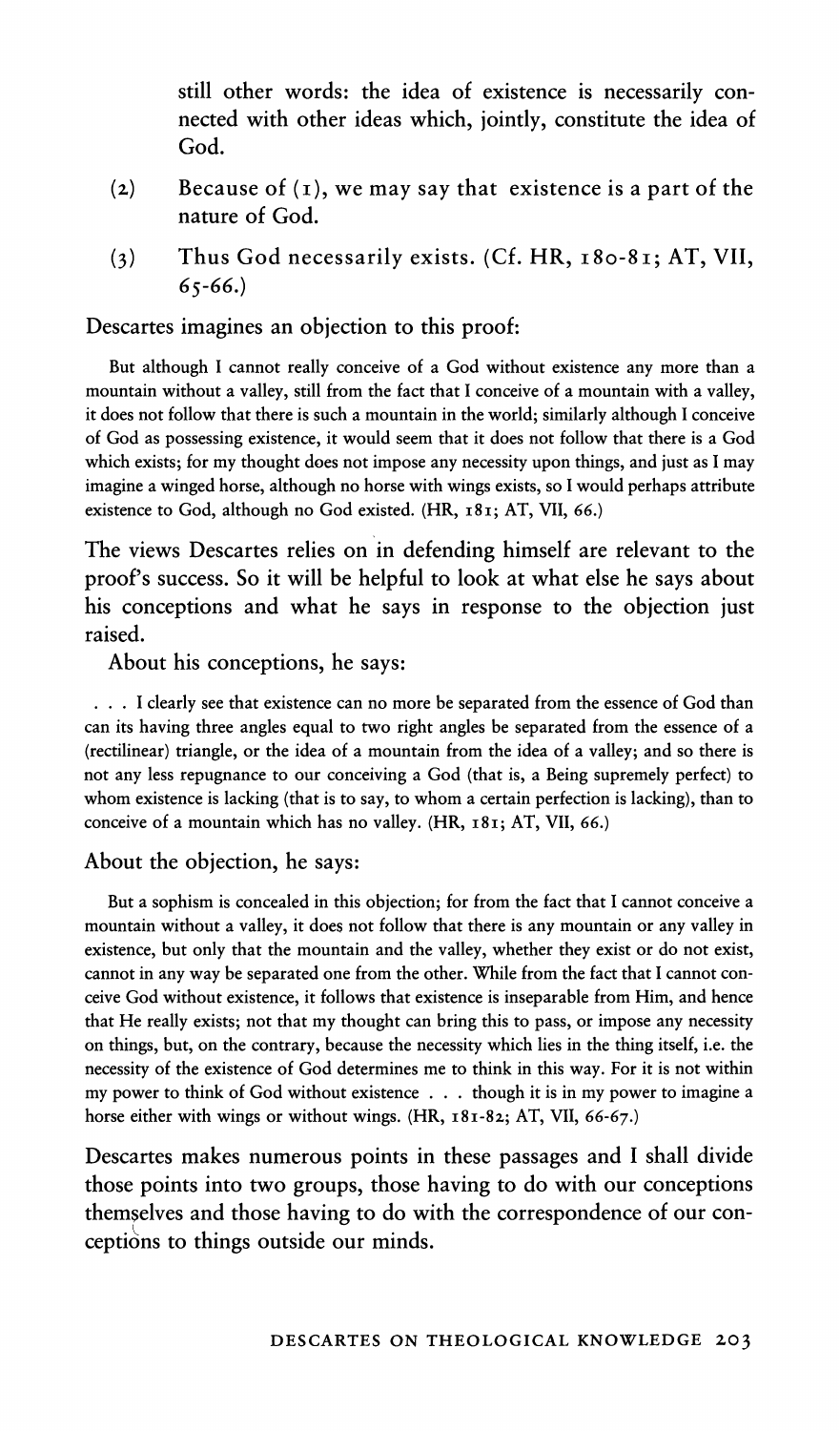still other words: the idea of existence is necessarily connected with other ideas which, jointly, constitute the idea of God.

(2) Because of (1), we may say that existence is a part of the nature of God.

(3) Thus God necessarily exists. (Cf. HR, 180-81; AT, VII, 65-66.)

Descartes imagines an objection to this proof:

> But although I cannot really conceive of a God without existence any more than a mountain without a valley, still from the fact that I conceive of a mountain with a valley, it does not follow that there is such a mountain in the world; similarly although I conceive of God as possessing existence, it would seem that it does not follow that there is a God which exists; for my thought does not impose any necessity upon things, and just as I may imagine a winged horse, although no horse with wings exists, so I would perhaps attribute existence to God, although no God existed. (HR, 181; AT, VII, 66.)

The views Descartes relies on in defending himself are relevant to the proof's success. So it will be helpful to look at what else he says about his conceptions and what he says in response to the objection just raised.

About his conceptions, he says:

> . . . I clearly see that existence can no more be separated from the essence of God than can its having three angles equal to two right angles be separated from the essence of a (rectilinear) triangle, or the idea of a mountain from the idea of a valley; and so there is not any less repugnance to our conceiving a God (that is, a Being supremely perfect) to whom existence is lacking (that is to say, to whom a certain perfection is lacking), than to conceive of a mountain which has no valley. (HR, 181; AT, VII, 66.)

About the objection, he says:

> But a sophism is concealed in this objection; for from the fact that I cannot conceive a mountain without a valley, it does not follow that there is any mountain or any valley in existence, but only that the mountain and the valley, whether they exist or do not exist, cannot in any way be separated one from the other. While from the fact that I cannot conceive God without existence, it follows that existence is inseparable from Him, and hence that He really exists; not that my thought can bring this to pass, or impose any necessity on things, but, on the contrary, because the necessity which lies in the thing itself, i.e. the necessity of the existence of God determines me to think in this way. For it is not within my power to think of God without existence . . . though it is in my power to imagine a horse either with wings or without wings. (HR, 181-82; AT, VII, 66-67.)

Descartes makes numerous points in these passages and I shall divide those points into two groups, those having to do with our conceptions themselves and those having to do with the correspondence of our conceptions to things outside our minds.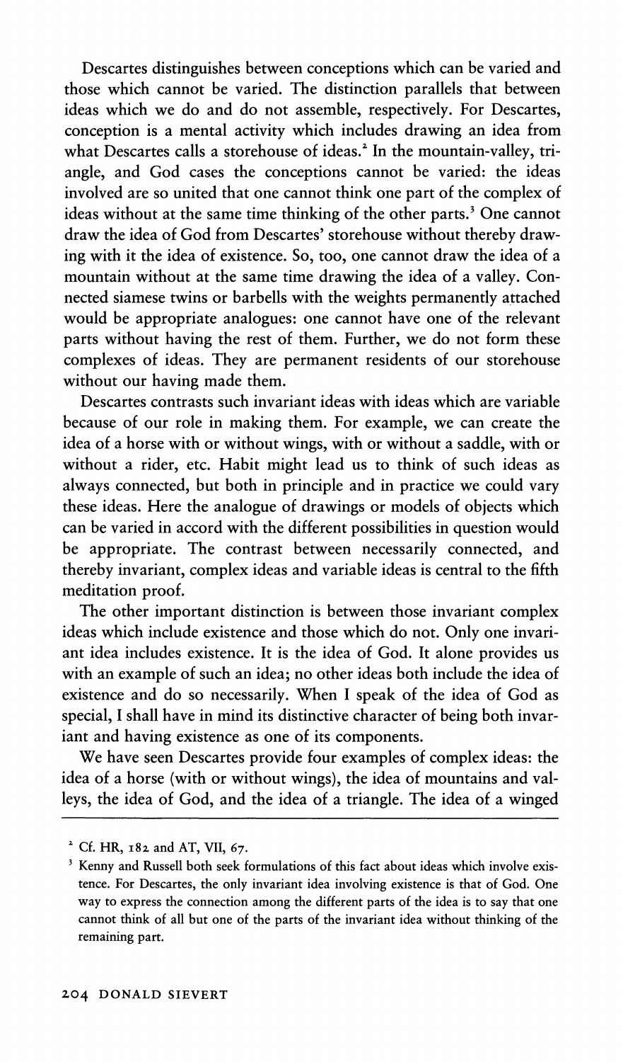Descartes distinguishes between conceptions which can be varied and those which cannot be varied. The distinction parallels that between ideas which we do and do not assemble, respectively. For Descartes, conception is a mental activity which includes drawing an idea from what Descartes calls a storehouse of ideas.[2] In the mountain-valley, triangle, and God cases the conceptions cannot be varied: the ideas involved are so united that one cannot think one part of the complex of ideas without at the same time thinking of the other parts.[3] One cannot draw the idea of God from Descartes' storehouse without thereby drawing with it the idea of existence. So, too, one cannot draw the idea of a mountain without at the same time drawing the idea of a valley. Connected siamese twins or barbells with the weights permanently attached would be appropriate analogues: one cannot have one of the relevant parts without having the rest of them. Further, we do not form these complexes of ideas. They are permanent residents of our storehouse without our having made them.

Descartes contrasts such invariant ideas with ideas which are variable because of our role in making them. For example, we can create the idea of a horse with or without wings, with or without a saddle, with or without a rider, etc. Habit might lead us to think of such ideas as always connected, but both in principle and in practice we could vary these ideas. Here the analogue of drawings or models of objects which can be varied in accord with the different possibilities in question would be appropriate. The contrast between necessarily connected, and thereby invariant, complex ideas and variable ideas is central to the fifth meditation proof.

The other important distinction is between those invariant complex ideas which include existence and those which do not. Only one invariant idea includes existence. It is the idea of God. It alone provides us with an example of such an idea; no other ideas both include the idea of existence and do so necessarily. When I speak of the idea of God as special, I shall have in mind its distinctive character of being both invariant and having existence as one of its components.

We have seen Descartes provide four examples of complex ideas: the idea of a horse (with or without wings), the idea of mountains and valleys, the idea of God, and the idea of a triangle. The idea of a winged

---

[2] Cf. HR, 182 and AT, VII, 67.

[3] Kenny and Russell both seek formulations of this fact about ideas which involve existence. For Descartes, the only invariant idea involving existence is that of God. One way to express the connection among the different parts of the idea is to say that one cannot think of all but one of the parts of the invariant idea without thinking of the remaining part.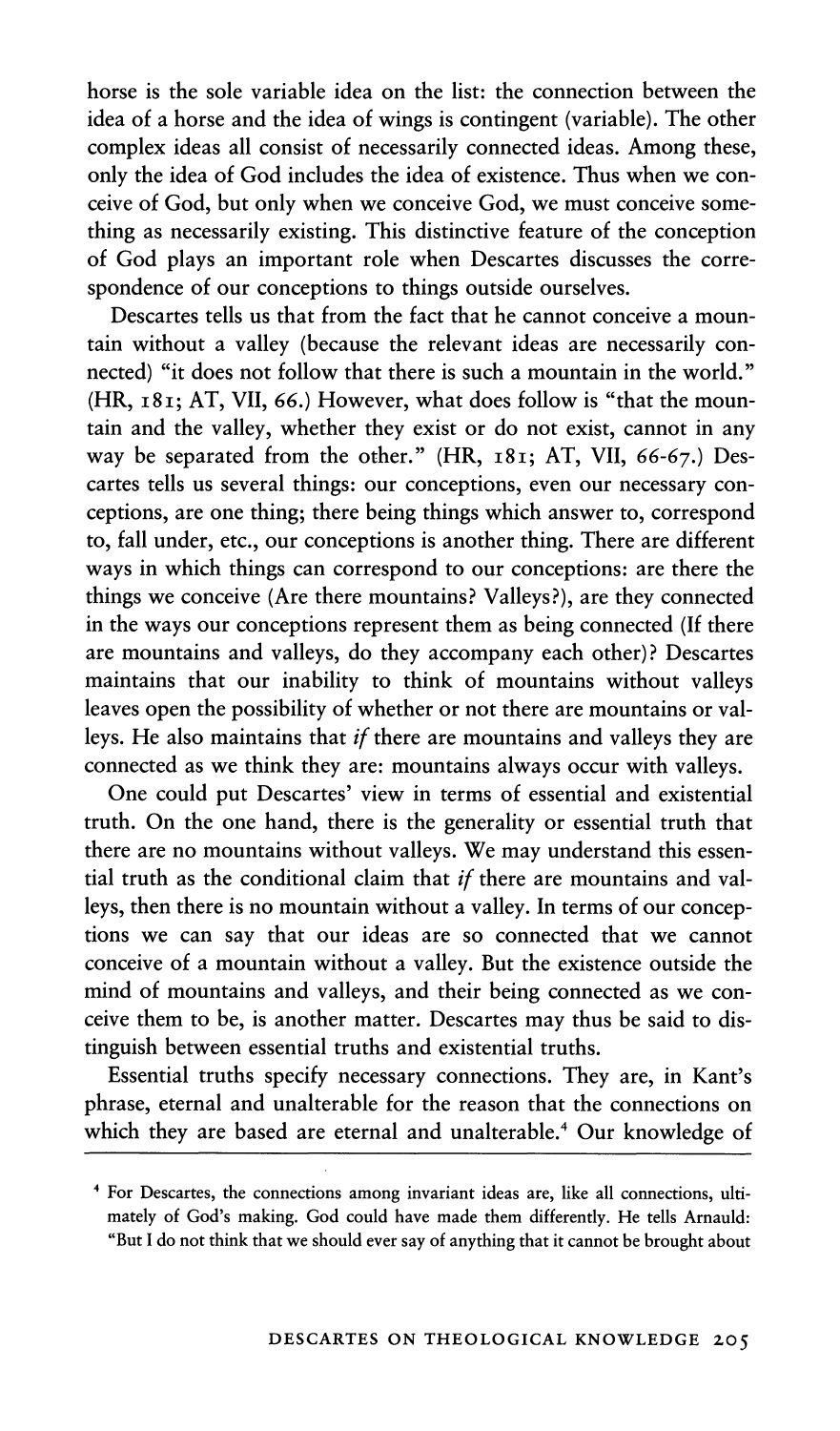horse is the sole variable idea on the list: the connection between the idea of a horse and the idea of wings is contingent (variable). The other complex ideas all consist of necessarily connected ideas. Among these, only the idea of God includes the idea of existence. Thus when we conceive of God, but only when we conceive God, we must conceive something as necessarily existing. This distinctive feature of the conception of God plays an important role when Descartes discusses the correspondence of our conceptions to things outside ourselves.

Descartes tells us that from the fact that he cannot conceive a mountain without a valley (because the relevant ideas are necessarily connected) "it does not follow that there is such a mountain in the world." (HR, 181; AT, VII, 66.) However, what does follow is "that the mountain and the valley, whether they exist or do not exist, cannot in any way be separated from the other." (HR, 181; AT, VII, 66-67.) Descartes tells us several things: our conceptions, even our necessary conceptions, are one thing; there being things which answer to, correspond to, fall under, etc., our conceptions is another thing. There are different ways in which things can correspond to our conceptions: are there the things we conceive (Are there mountains? Valleys?), are they connected in the ways our conceptions represent them as being connected (If there are mountains and valleys, do they accompany each other)? Descartes maintains that our inability to think of mountains without valleys leaves open the possibility of whether or not there are mountains or valleys. He also maintains that *if* there are mountains and valleys they are connected as we think they are: mountains always occur with valleys.

One could put Descartes' view in terms of essential and existential truth. On the one hand, there is the generality or essential truth that there are no mountains without valleys. We may understand this essential truth as the conditional claim that *if* there are mountains and valleys, then there is no mountain without a valley. In terms of our conceptions we can say that our ideas are so connected that we cannot conceive of a mountain without a valley. But the existence outside the mind of mountains and valleys, and their being connected as we conceive them to be, is another matter. Descartes may thus be said to distinguish between essential truths and existential truths.

Essential truths specify necessary connections. They are, in Kant's phrase, eternal and unalterable for the reason that the connections on which they are based are eternal and unalterable.[4] Our knowledge of

---

[4] For Descartes, the connections among invariant ideas are, like all connections, ultimately of God's making. God could have made them differently. He tells Arnauld: "But I do not think that we should ever say of anything that it cannot be brought about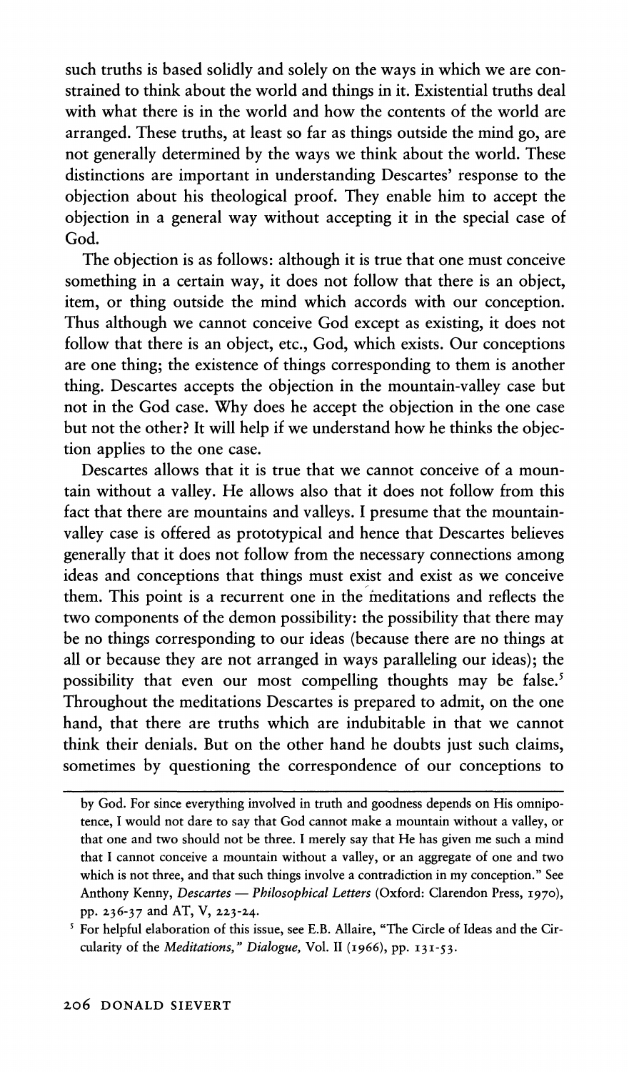such truths is based solidly and solely on the ways in which we are constrained to think about the world and things in it. Existential truths deal with what there is in the world and how the contents of the world are arranged. These truths, at least so far as things outside the mind go, are not generally determined by the ways we think about the world. These distinctions are important in understanding Descartes' response to the objection about his theological proof. They enable him to accept the objection in a general way without accepting it in the special case of God.

The objection is as follows: although it is true that one must conceive something in a certain way, it does not follow that there is an object, item, or thing outside the mind which accords with our conception. Thus although we cannot conceive God except as existing, it does not follow that there is an object, etc., God, which exists. Our conceptions are one thing; the existence of things corresponding to them is another thing. Descartes accepts the objection in the mountain-valley case but not in the God case. Why does he accept the objection in the one case but not the other? It will help if we understand how he thinks the objection applies to the one case.

Descartes allows that it is true that we cannot conceive of a mountain without a valley. He allows also that it does not follow from this fact that there are mountains and valleys. I presume that the mountain-valley case is offered as prototypical and hence that Descartes believes generally that it does not follow from the necessary connections among ideas and conceptions that things must exist and exist as we conceive them. This point is a recurrent one in the meditations and reflects the two components of the demon possibility: the possibility that there may be no things corresponding to our ideas (because there are no things at all or because they are not arranged in ways paralleling our ideas); the possibility that even our most compelling thoughts may be false.[5] Throughout the meditations Descartes is prepared to admit, on the one hand, that there are truths which are indubitable in that we cannot think their denials. But on the other hand he doubts just such claims, sometimes by questioning the correspondence of our conceptions to

---

by God. For since everything involved in truth and goodness depends on His omnipotence, I would not dare to say that God cannot make a mountain without a valley, or that one and two should not be three. I merely say that He has given me such a mind that I cannot conceive a mountain without a valley, or an aggregate of one and two which is not three, and that such things involve a contradiction in my conception." See Anthony Kenny, *Descartes — Philosophical Letters* (Oxford: Clarendon Press, 1970), pp. 236-37 and AT, V, 223-24.

[5] For helpful elaboration of this issue, see E.B. Allaire, "The Circle of Ideas and the Circularity of the *Meditations*," *Dialogue*, Vol. II (1966), pp. 131-53.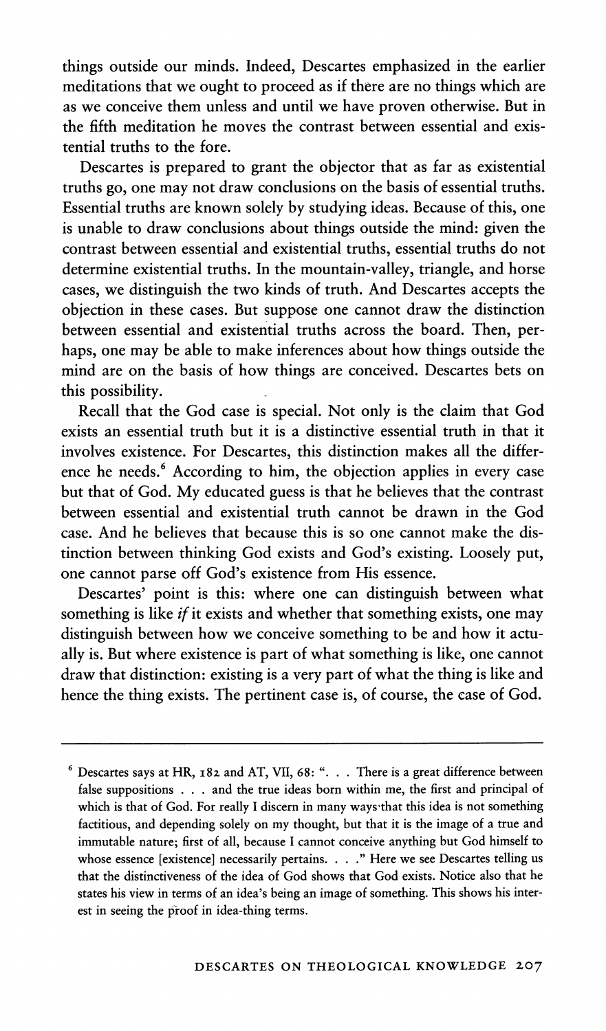things outside our minds. Indeed, Descartes emphasized in the earlier meditations that we ought to proceed as if there are no things which are as we conceive them unless and until we have proven otherwise. But in the fifth meditation he moves the contrast between essential and existential truths to the fore.

Descartes is prepared to grant the objector that as far as existential truths go, one may not draw conclusions on the basis of essential truths. Essential truths are known solely by studying ideas. Because of this, one is unable to draw conclusions about things outside the mind: given the contrast between essential and existential truths, essential truths do not determine existential truths. In the mountain-valley, triangle, and horse cases, we distinguish the two kinds of truth. And Descartes accepts the objection in these cases. But suppose one cannot draw the distinction between essential and existential truths across the board. Then, perhaps, one may be able to make inferences about how things outside the mind are on the basis of how things are conceived. Descartes bets on this possibility.

Recall that the God case is special. Not only is the claim that God exists an essential truth but it is a distinctive essential truth in that it involves existence. For Descartes, this distinction makes all the difference he needs.[6] According to him, the objection applies in every case but that of God. My educated guess is that he believes that the contrast between essential and existential truth cannot be drawn in the God case. And he believes that because this is so one cannot make the distinction between thinking God exists and God's existing. Loosely put, one cannot parse off God's existence from His essence.

Descartes' point is this: where one can distinguish between what something is like *if* it exists and whether that something exists, one may distinguish between how we conceive something to be and how it actually is. But where existence is part of what something is like, one cannot draw that distinction: existing is a very part of what the thing is like and hence the thing exists. The pertinent case is, of course, the case of God.

---

[6] Descartes says at HR, 182 and AT, VII, 68: ". . . There is a great difference between false suppositions . . . and the true ideas born within me, the first and principal of which is that of God. For really I discern in many ways that this idea is not something factitious, and depending solely on my thought, but that it is the image of a true and immutable nature; first of all, because I cannot conceive anything but God himself to whose essence [existence] necessarily pertains. . . ." Here we see Descartes telling us that the distinctiveness of the idea of God shows that God exists. Notice also that he states his view in terms of an idea's being an image of something. This shows his interest in seeing the proof in idea-thing terms.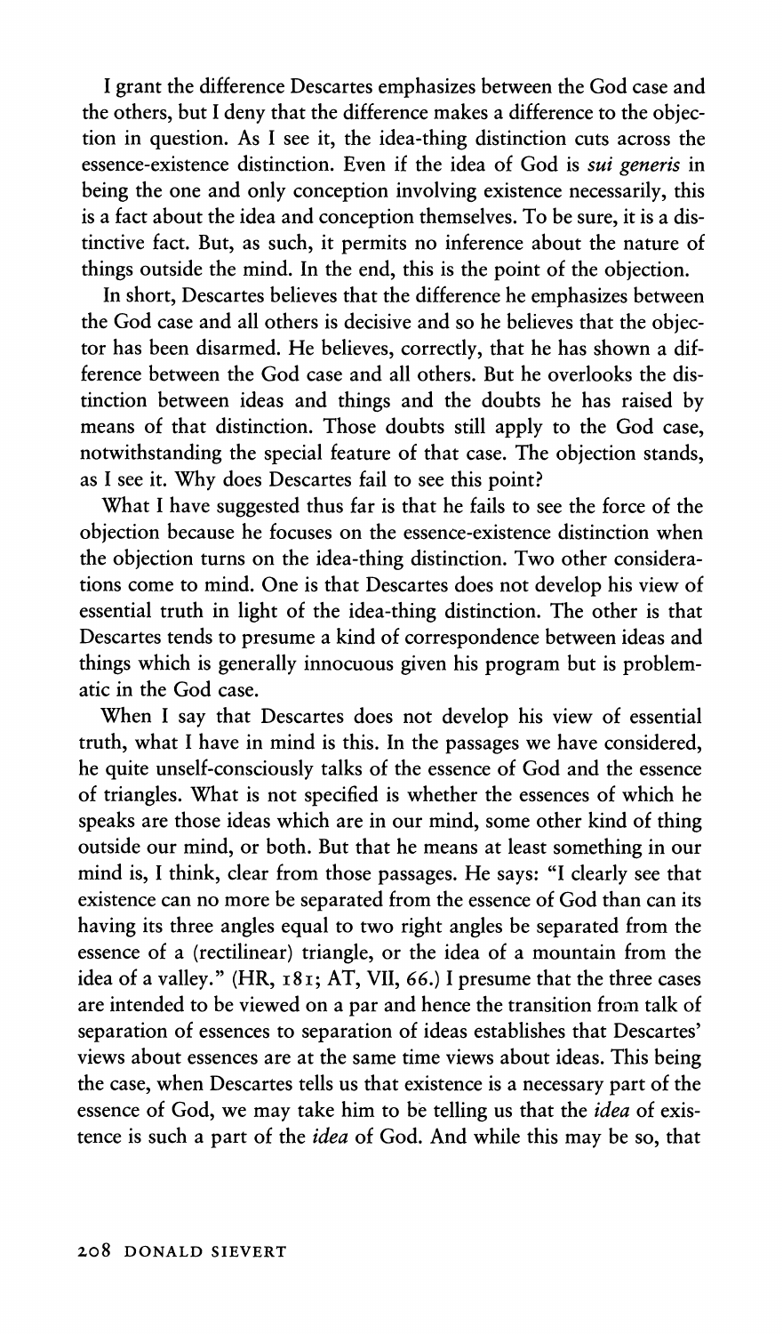I grant the difference Descartes emphasizes between the God case and the others, but I deny that the difference makes a difference to the objection in question. As I see it, the idea-thing distinction cuts across the essence-existence distinction. Even if the idea of God is *sui generis* in being the one and only conception involving existence necessarily, this is a fact about the idea and conception themselves. To be sure, it is a distinctive fact. But, as such, it permits no inference about the nature of things outside the mind. In the end, this is the point of the objection.

In short, Descartes believes that the difference he emphasizes between the God case and all others is decisive and so he believes that the objector has been disarmed. He believes, correctly, that he has shown a difference between the God case and all others. But he overlooks the distinction between ideas and things and the doubts he has raised by means of that distinction. Those doubts still apply to the God case, notwithstanding the special feature of that case. The objection stands, as I see it. Why does Descartes fail to see this point?

What I have suggested thus far is that he fails to see the force of the objection because he focuses on the essence-existence distinction when the objection turns on the idea-thing distinction. Two other considerations come to mind. One is that Descartes does not develop his view of essential truth in light of the idea-thing distinction. The other is that Descartes tends to presume a kind of correspondence between ideas and things which is generally innocuous given his program but is problematic in the God case.

When I say that Descartes does not develop his view of essential truth, what I have in mind is this. In the passages we have considered, he quite unself-consciously talks of the essence of God and the essence of triangles. What is not specified is whether the essences of which he speaks are those ideas which are in our mind, some other kind of thing outside our mind, or both. But that he means at least something in our mind is, I think, clear from those passages. He says: "I clearly see that existence can no more be separated from the essence of God than can its having its three angles equal to two right angles be separated from the essence of a (rectilinear) triangle, or the idea of a mountain from the idea of a valley." (HR, 181; AT, VII, 66.) I presume that the three cases are intended to be viewed on a par and hence the transition from talk of separation of essences to separation of ideas establishes that Descartes' views about essences are at the same time views about ideas. This being the case, when Descartes tells us that existence is a necessary part of the essence of God, we may take him to be telling us that the *idea* of existence is such a part of the *idea* of God. And while this may be so, that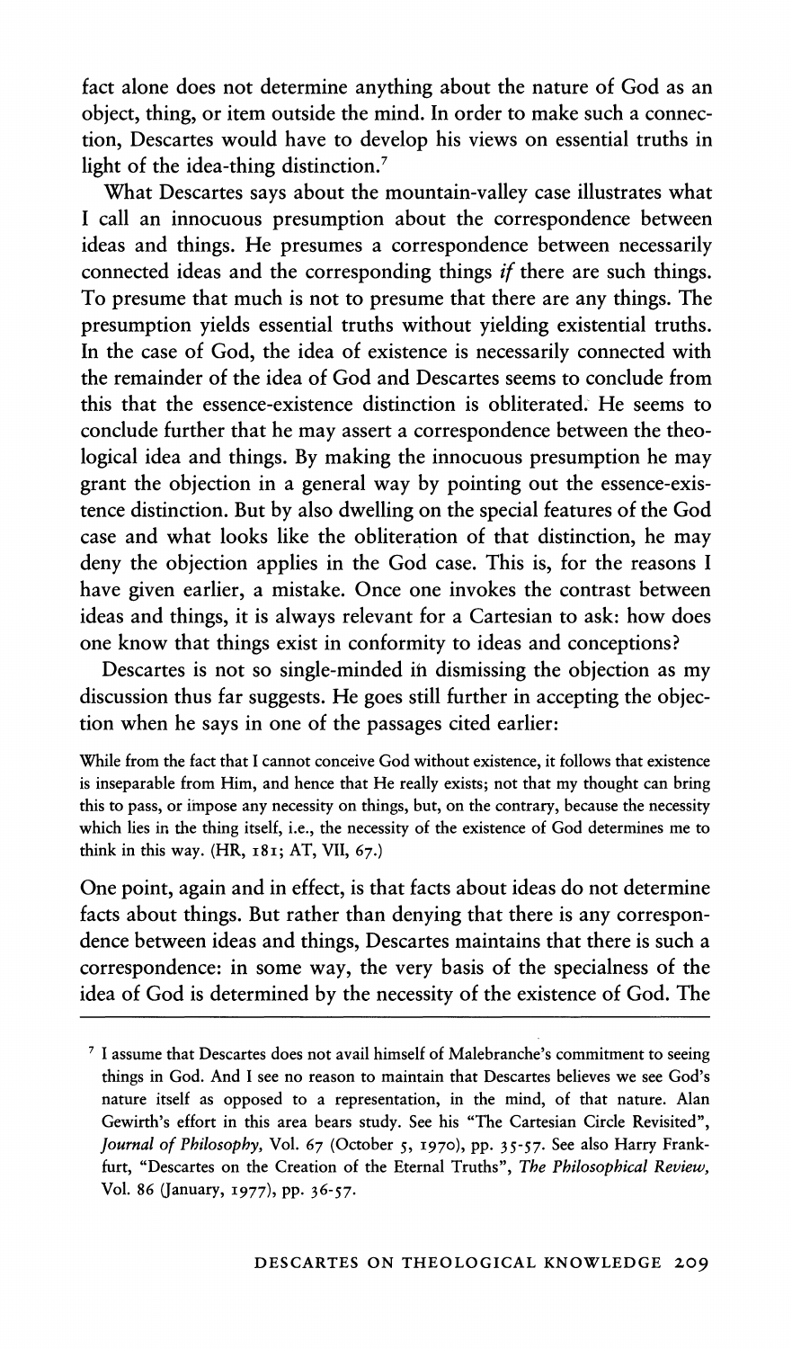fact alone does not determine anything about the nature of God as an object, thing, or item outside the mind. In order to make such a connection, Descartes would have to develop his views on essential truths in light of the idea-thing distinction.[7]

What Descartes says about the mountain-valley case illustrates what I call an innocuous presumption about the correspondence between ideas and things. He presumes a correspondence between necessarily connected ideas and the corresponding things *if* there are such things. To presume that much is not to presume that there are any things. The presumption yields essential truths without yielding existential truths. In the case of God, the idea of existence is necessarily connected with the remainder of the idea of God and Descartes seems to conclude from this that the essence-existence distinction is obliterated. He seems to conclude further that he may assert a correspondence between the theological idea and things. By making the innocuous presumption he may grant the objection in a general way by pointing out the essence-existence distinction. But by also dwelling on the special features of the God case and what looks like the obliteration of that distinction, he may deny the objection applies in the God case. This is, for the reasons I have given earlier, a mistake. Once one invokes the contrast between ideas and things, it is always relevant for a Cartesian to ask: how does one know that things exist in conformity to ideas and conceptions?

Descartes is not so single-minded in dismissing the objection as my discussion thus far suggests. He goes still further in accepting the objection when he says in one of the passages cited earlier:

> While from the fact that I cannot conceive God without existence, it follows that existence is inseparable from Him, and hence that He really exists; not that my thought can bring this to pass, or impose any necessity on things, but, on the contrary, because the necessity which lies in the thing itself, i.e., the necessity of the existence of God determines me to think in this way. (HR, 181; AT, VII, 67.)

One point, again and in effect, is that facts about ideas do not determine facts about things. But rather than denying that there is any correspondence between ideas and things, Descartes maintains that there is such a correspondence: in some way, the very basis of the specialness of the idea of God is determined by the necessity of the existence of God. The

---

[7] I assume that Descartes does not avail himself of Malebranche's commitment to seeing things in God. And I see no reason to maintain that Descartes believes we see God's nature itself as opposed to a representation, in the mind, of that nature. Alan Gewirth's effort in this area bears study. See his "The Cartesian Circle Revisited", *Journal of Philosophy*, Vol. 67 (October 5, 1970), pp. 35-57. See also Harry Frankfurt, "Descartes on the Creation of the Eternal Truths", *The Philosophical Review*, Vol. 86 (January, 1977), pp. 36-57.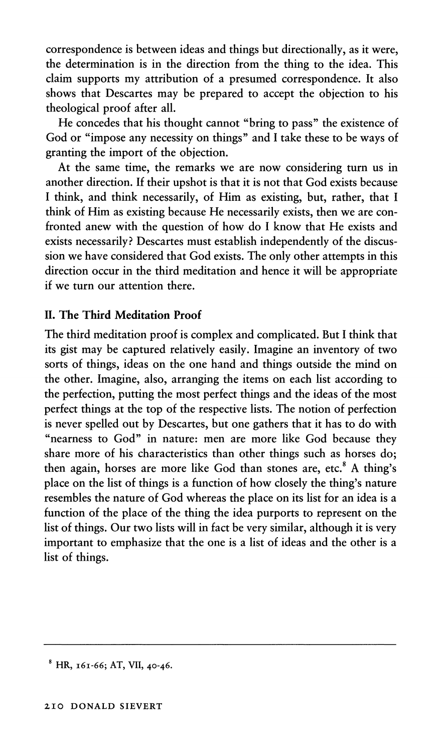correspondence is between ideas and things but directionally, as it were, the determination is in the direction from the thing to the idea. This claim supports my attribution of a presumed correspondence. It also shows that Descartes may be prepared to accept the objection to his theological proof after all.

He concedes that his thought cannot "bring to pass" the existence of God or "impose any necessity on things" and I take these to be ways of granting the import of the objection.

At the same time, the remarks we are now considering turn us in another direction. If their upshot is that it is not that God exists because I think, and think necessarily, of Him as existing, but, rather, that I think of Him as existing because He necessarily exists, then we are confronted anew with the question of how do I know that He exists and exists necessarily? Descartes must establish independently of the discussion we have considered that God exists. The only other attempts in this direction occur in the third meditation and hence it will be appropriate if we turn our attention there.

## II. The Third Meditation Proof

The third meditation proof is complex and complicated. But I think that its gist may be captured relatively easily. Imagine an inventory of two sorts of things, ideas on the one hand and things outside the mind on the other. Imagine, also, arranging the items on each list according to the perfection, putting the most perfect things and the ideas of the most perfect things at the top of the respective lists. The notion of perfection is never spelled out by Descartes, but one gathers that it has to do with "nearness to God" in nature: men are more like God because they share more of his characteristics than other things such as horses do; then again, horses are more like God than stones are, etc.[8] A thing's place on the list of things is a function of how closely the thing's nature resembles the nature of God whereas the place on its list for an idea is a function of the place of the thing the idea purports to represent on the list of things. Our two lists will in fact be very similar, although it is very important to emphasize that the one is a list of ideas and the other is a list of things.

---

[8] HR, 161-66; AT, VII, 40-46.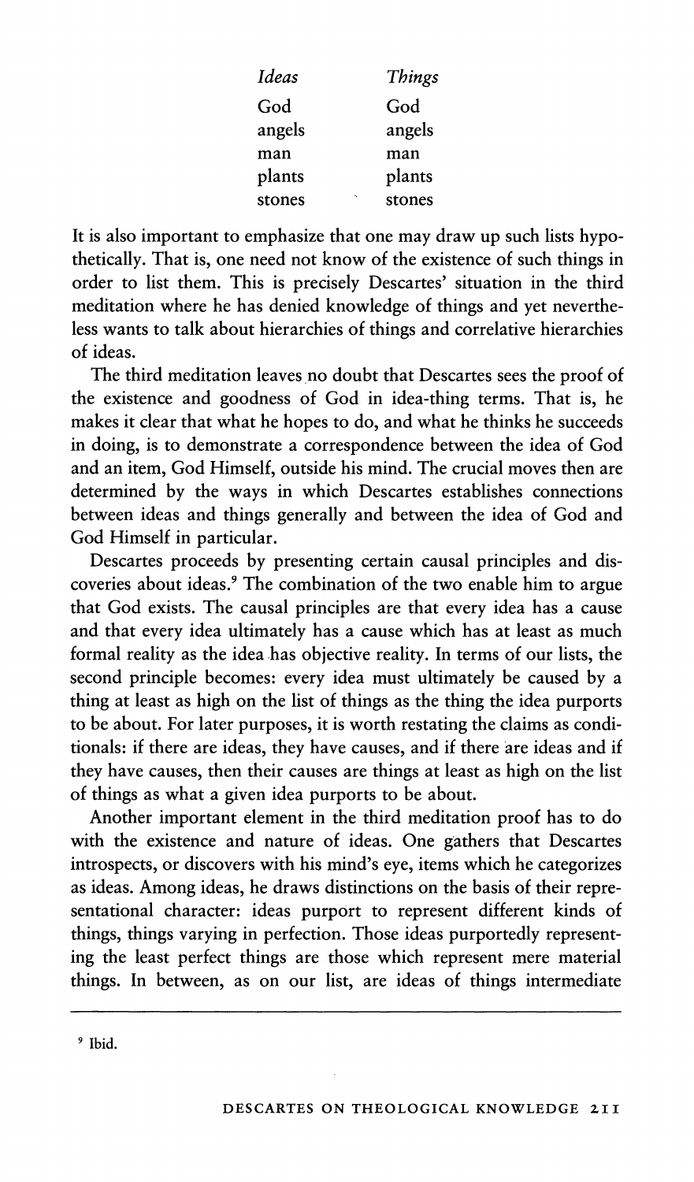| *Ideas* | *Things* |
|---|---|
| God | God |
| angels | angels |
| man | man |
| plants | plants |
| stones | stones |

It is also important to emphasize that one may draw up such lists hypothetically. That is, one need not know of the existence of such things in order to list them. This is precisely Descartes' situation in the third meditation where he has denied knowledge of things and yet nevertheless wants to talk about hierarchies of things and correlative hierarchies of ideas.

The third meditation leaves no doubt that Descartes sees the proof of the existence and goodness of God in idea-thing terms. That is, he makes it clear that what he hopes to do, and what he thinks he succeeds in doing, is to demonstrate a correspondence between the idea of God and an item, God Himself, outside his mind. The crucial moves then are determined by the ways in which Descartes establishes connections between ideas and things generally and between the idea of God and God Himself in particular.

Descartes proceeds by presenting certain causal principles and discoveries about ideas.[9] The combination of the two enable him to argue that God exists. The causal principles are that every idea has a cause and that every idea ultimately has a cause which has at least as much formal reality as the idea has objective reality. In terms of our lists, the second principle becomes: every idea must ultimately be caused by a thing at least as high on the list of things as the thing the idea purports to be about. For later purposes, it is worth restating the claims as conditionals: if there are ideas, they have causes, and if there are ideas and if they have causes, then their causes are things at least as high on the list of things as what a given idea purports to be about.

Another important element in the third meditation proof has to do with the existence and nature of ideas. One gathers that Descartes introspects, or discovers with his mind's eye, items which he categorizes as ideas. Among ideas, he draws distinctions on the basis of their representational character: ideas purport to represent different kinds of things, things varying in perfection. Those ideas purportedly representing the least perfect things are those which represent mere material things. In between, as on our list, are ideas of things intermediate

---

[9] Ibid.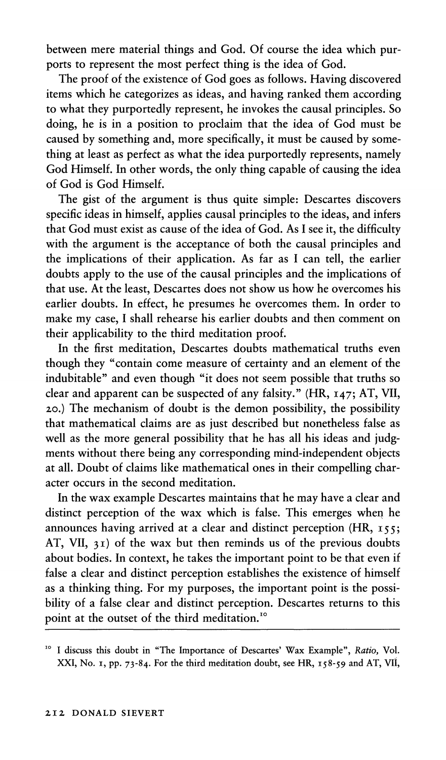between mere material things and God. Of course the idea which purports to represent the most perfect thing is the idea of God.

The proof of the existence of God goes as follows. Having discovered items which he categorizes as ideas, and having ranked them according to what they purportedly represent, he invokes the causal principles. So doing, he is in a position to proclaim that the idea of God must be caused by something and, more specifically, it must be caused by something at least as perfect as what the idea purportedly represents, namely God Himself. In other words, the only thing capable of causing the idea of God is God Himself.

The gist of the argument is thus quite simple: Descartes discovers specific ideas in himself, applies causal principles to the ideas, and infers that God must exist as cause of the idea of God. As I see it, the difficulty with the argument is the acceptance of both the causal principles and the implications of their application. As far as I can tell, the earlier doubts apply to the use of the causal principles and the implications of that use. At the least, Descartes does not show us how he overcomes his earlier doubts. In effect, he presumes he overcomes them. In order to make my case, I shall rehearse his earlier doubts and then comment on their applicability to the third meditation proof.

In the first meditation, Descartes doubts mathematical truths even though they "contain come measure of certainty and an element of the indubitable" and even though "it does not seem possible that truths so clear and apparent can be suspected of any falsity." (HR, 147; AT, VII, 20.) The mechanism of doubt is the demon possibility, the possibility that mathematical claims are as just described but nonetheless false as well as the more general possibility that he has all his ideas and judgments without there being any corresponding mind-independent objects at all. Doubt of claims like mathematical ones in their compelling character occurs in the second meditation.

In the wax example Descartes maintains that he may have a clear and distinct perception of the wax which is false. This emerges when he announces having arrived at a clear and distinct perception (HR, 155; AT, VII, 31) of the wax but then reminds us of the previous doubts about bodies. In context, he takes the important point to be that even if false a clear and distinct perception establishes the existence of himself as a thinking thing. For my purposes, the important point is the possibility of a false clear and distinct perception. Descartes returns to this point at the outset of the third meditation.[10]

[10] I discuss this doubt in "The Importance of Descartes' Wax Example", *Ratio*, Vol. XXI, No. 1, pp. 73-84. For the third meditation doubt, see HR, 158-59 and AT, VII,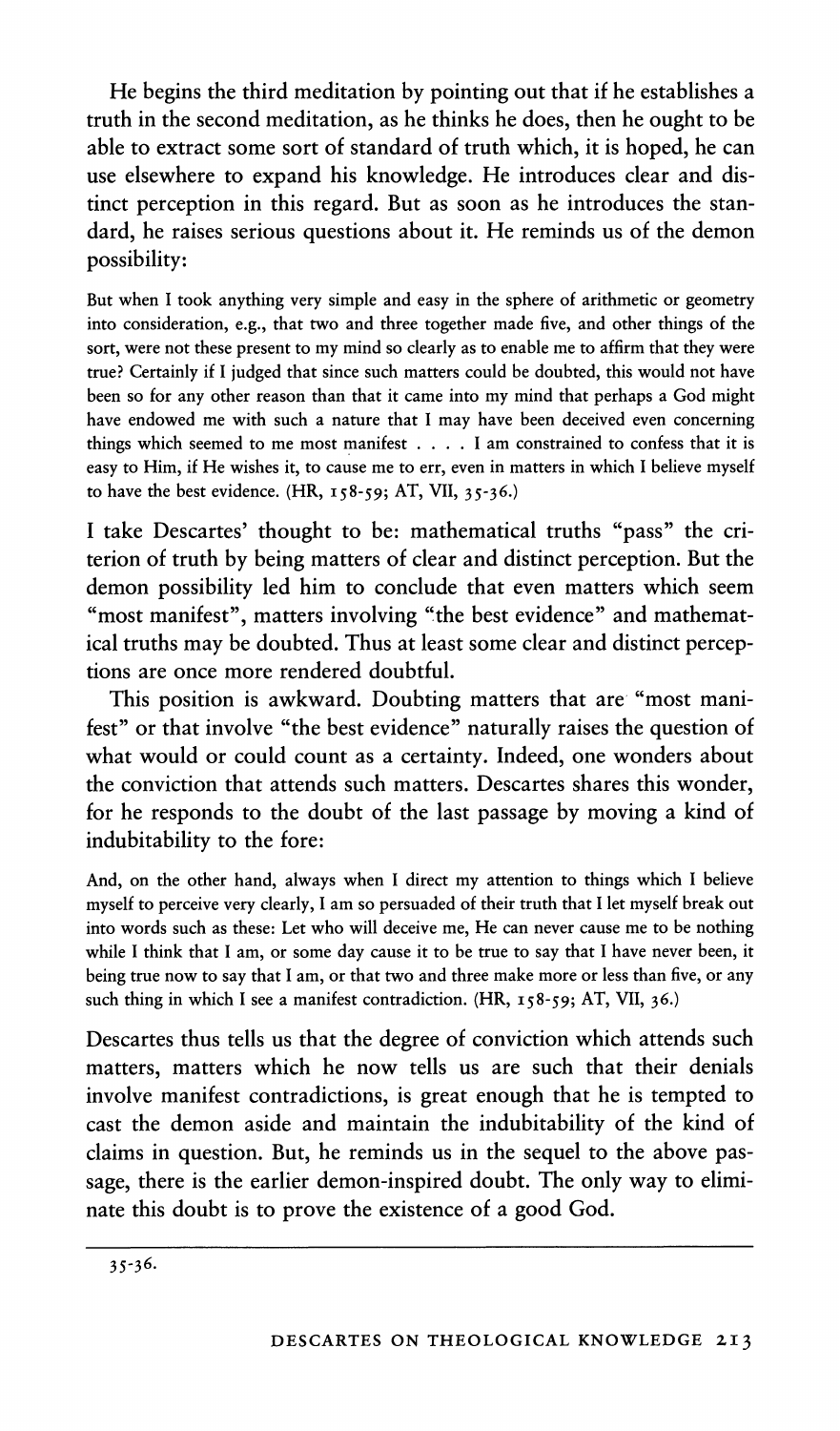He begins the third meditation by pointing out that if he establishes a truth in the second meditation, as he thinks he does, then he ought to be able to extract some sort of standard of truth which, it is hoped, he can use elsewhere to expand his knowledge. He introduces clear and distinct perception in this regard. But as soon as he introduces the standard, he raises serious questions about it. He reminds us of the demon possibility:

> But when I took anything very simple and easy in the sphere of arithmetic or geometry into consideration, e.g., that two and three together made five, and other things of the sort, were not these present to my mind so clearly as to enable me to affirm that they were true? Certainly if I judged that since such matters could be doubted, this would not have been so for any other reason than that it came into my mind that perhaps a God might have endowed me with such a nature that I may have been deceived even concerning things which seemed to me most manifest . . . . I am constrained to confess that it is easy to Him, if He wishes it, to cause me to err, even in matters in which I believe myself to have the best evidence. (HR, 158-59; AT, VII, 35-36.)

I take Descartes' thought to be: mathematical truths "pass" the criterion of truth by being matters of clear and distinct perception. But the demon possibility led him to conclude that even matters which seem "most manifest", matters involving "the best evidence" and mathematical truths may be doubted. Thus at least some clear and distinct perceptions are once more rendered doubtful.

This position is awkward. Doubting matters that are "most manifest" or that involve "the best evidence" naturally raises the question of what would or could count as a certainty. Indeed, one wonders about the conviction that attends such matters. Descartes shares this wonder, for he responds to the doubt of the last passage by moving a kind of indubitability to the fore:

> And, on the other hand, always when I direct my attention to things which I believe myself to perceive very clearly, I am so persuaded of their truth that I let myself break out into words such as these: Let who will deceive me, He can never cause me to be nothing while I think that I am, or some day cause it to be true to say that I have never been, it being true now to say that I am, or that two and three make more or less than five, or any such thing in which I see a manifest contradiction. (HR, 158-59; AT, VII, 36.)

Descartes thus tells us that the degree of conviction which attends such matters, matters which he now tells us are such that their denials involve manifest contradictions, is great enough that he is tempted to cast the demon aside and maintain the indubitability of the kind of claims in question. But, he reminds us in the sequel to the above passage, there is the earlier demon-inspired doubt. The only way to eliminate this doubt is to prove the existence of a good God.

35-36.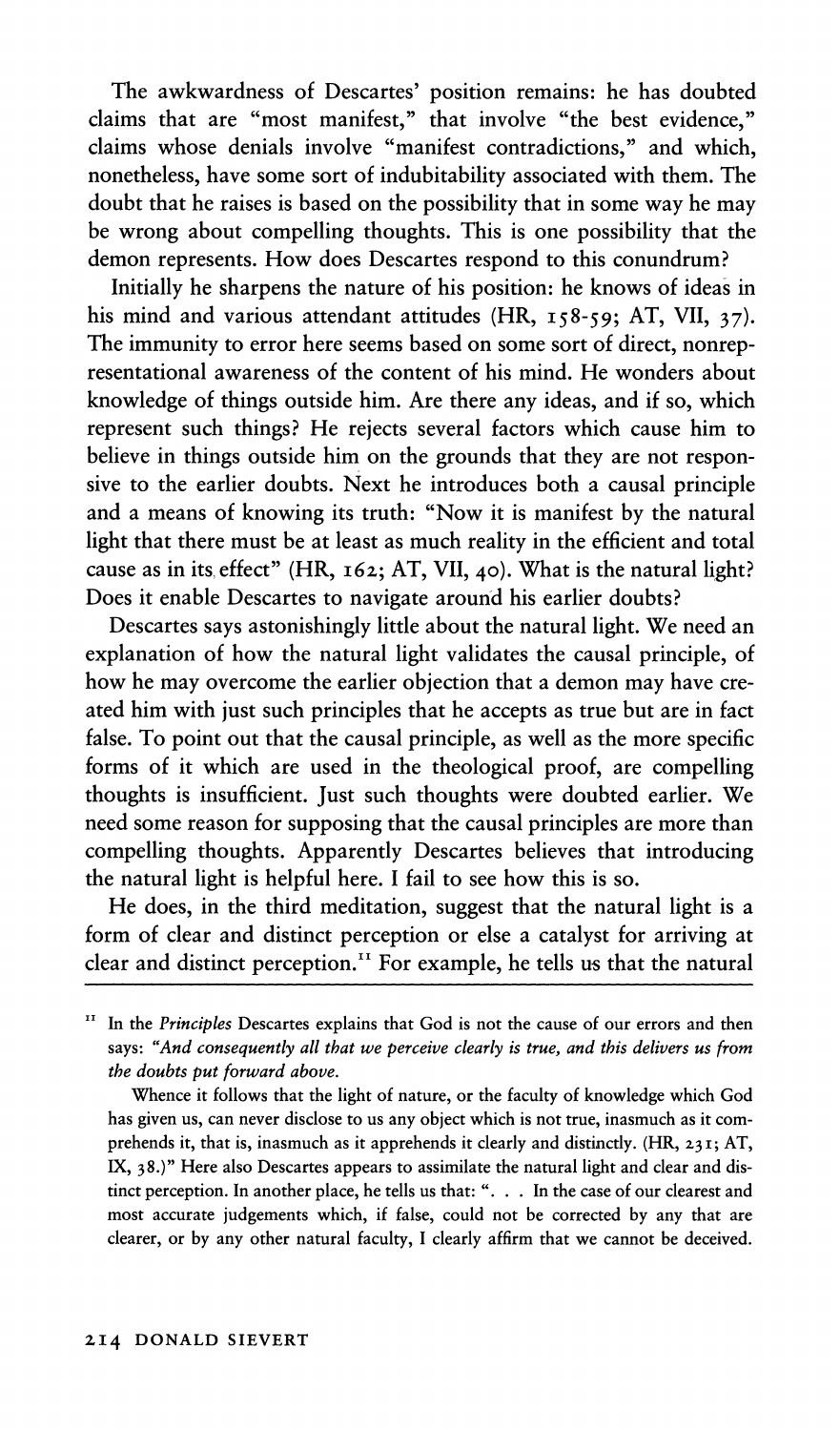The awkwardness of Descartes' position remains: he has doubted claims that are "most manifest," that involve "the best evidence," claims whose denials involve "manifest contradictions," and which, nonetheless, have some sort of indubitability associated with them. The doubt that he raises is based on the possibility that in some way he may be wrong about compelling thoughts. This is one possibility that the demon represents. How does Descartes respond to this conundrum?

Initially he sharpens the nature of his position: he knows of ideas in his mind and various attendant attitudes (HR, 158-59; AT, VII, 37). The immunity to error here seems based on some sort of direct, nonrepresentational awareness of the content of his mind. He wonders about knowledge of things outside him. Are there any ideas, and if so, which represent such things? He rejects several factors which cause him to believe in things outside him on the grounds that they are not responsive to the earlier doubts. Next he introduces both a causal principle and a means of knowing its truth: "Now it is manifest by the natural light that there must be at least as much reality in the efficient and total cause as in its effect" (HR, 162; AT, VII, 40). What is the natural light? Does it enable Descartes to navigate around his earlier doubts?

Descartes says astonishingly little about the natural light. We need an explanation of how the natural light validates the causal principle, of how he may overcome the earlier objection that a demon may have created him with just such principles that he accepts as true but are in fact false. To point out that the causal principle, as well as the more specific forms of it which are used in the theological proof, are compelling thoughts is insufficient. Just such thoughts were doubted earlier. We need some reason for supposing that the causal principles are more than compelling thoughts. Apparently Descartes believes that introducing the natural light is helpful here. I fail to see how this is so.

He does, in the third meditation, suggest that the natural light is a form of clear and distinct perception or else a catalyst for arriving at clear and distinct perception.[11] For example, he tells us that the natural

---

[11] In the *Principles* Descartes explains that God is not the cause of our errors and then says: *"And consequently all that we perceive clearly is true, and this delivers us from the doubts put forward above.*

Whence it follows that the light of nature, or the faculty of knowledge which God has given us, can never disclose to us any object which is not true, inasmuch as it comprehends it, that is, inasmuch as it apprehends it clearly and distinctly. (HR, 231; AT, IX, 38.)" Here also Descartes appears to assimilate the natural light and clear and distinct perception. In another place, he tells us that: ". . . In the case of our clearest and most accurate judgements which, if false, could not be corrected by any that are clearer, or by any other natural faculty, I clearly affirm that we cannot be deceived.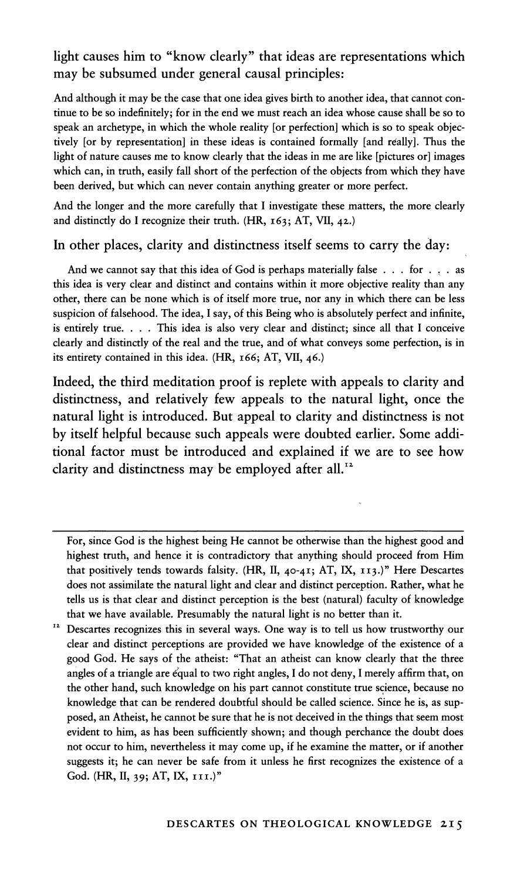light causes him to "know clearly" that ideas are representations which may be subsumed under general causal principles:

> And although it may be the case that one idea gives birth to another idea, that cannot continue to be so indefinitely; for in the end we must reach an idea whose cause shall be so to speak an archetype, in which the whole reality [or perfection] which is so to speak objectively [or by representation] in these ideas is contained formally [and really]. Thus the light of nature causes me to know clearly that the ideas in me are like [pictures or] images which can, in truth, easily fall short of the perfection of the objects from which they have been derived, but which can never contain anything greater or more perfect.
>
> And the longer and the more carefully that I investigate these matters, the more clearly and distinctly do I recognize their truth. (HR, 163; AT, VII, 42.)

In other places, clarity and distinctness itself seems to carry the day:

> And we cannot say that this idea of God is perhaps materially false . . . for . . . as this idea is very clear and distinct and contains within it more objective reality than any other, there can be none which is of itself more true, nor any in which there can be less suspicion of falsehood. The idea, I say, of this Being who is absolutely perfect and infinite, is entirely true. . . . This idea is also very clear and distinct; since all that I conceive clearly and distinctly of the real and the true, and of what conveys some perfection, is in its entirety contained in this idea. (HR, 166; AT, VII, 46.)

Indeed, the third meditation proof is replete with appeals to clarity and distinctness, and relatively few appeals to the natural light, once the natural light is introduced. But appeal to clarity and distinctness is not by itself helpful because such appeals were doubted earlier. Some additional factor must be introduced and explained if we are to see how clarity and distinctness may be employed after all.[12]

---

For, since God is the highest being He cannot be otherwise than the highest good and highest truth, and hence it is contradictory that anything should proceed from Him that positively tends towards falsity. (HR, II, 40-41; AT, IX, 113.)" Here Descartes does not assimilate the natural light and clear and distinct perception. Rather, what he tells us is that clear and distinct perception is the best (natural) faculty of knowledge that we have available. Presumably the natural light is no better than it.

[12] Descartes recognizes this in several ways. One way is to tell us how trustworthy our clear and distinct perceptions are provided we have knowledge of the existence of a good God. He says of the atheist: "That an atheist can know clearly that the three angles of a triangle are équal to two right angles, I do not deny, I merely affirm that, on the other hand, such knowledge on his part cannot constitute true science, because no knowledge that can be rendered doubtful should be called science. Since he is, as supposed, an Atheist, he cannot be sure that he is not deceived in the things that seem most evident to him, as has been sufficiently shown; and though perchance the doubt does not occur to him, nevertheless it may come up, if he examine the matter, or if another suggests it; he can never be safe from it unless he first recognizes the existence of a God. (HR, II, 39; AT, IX, 111.)"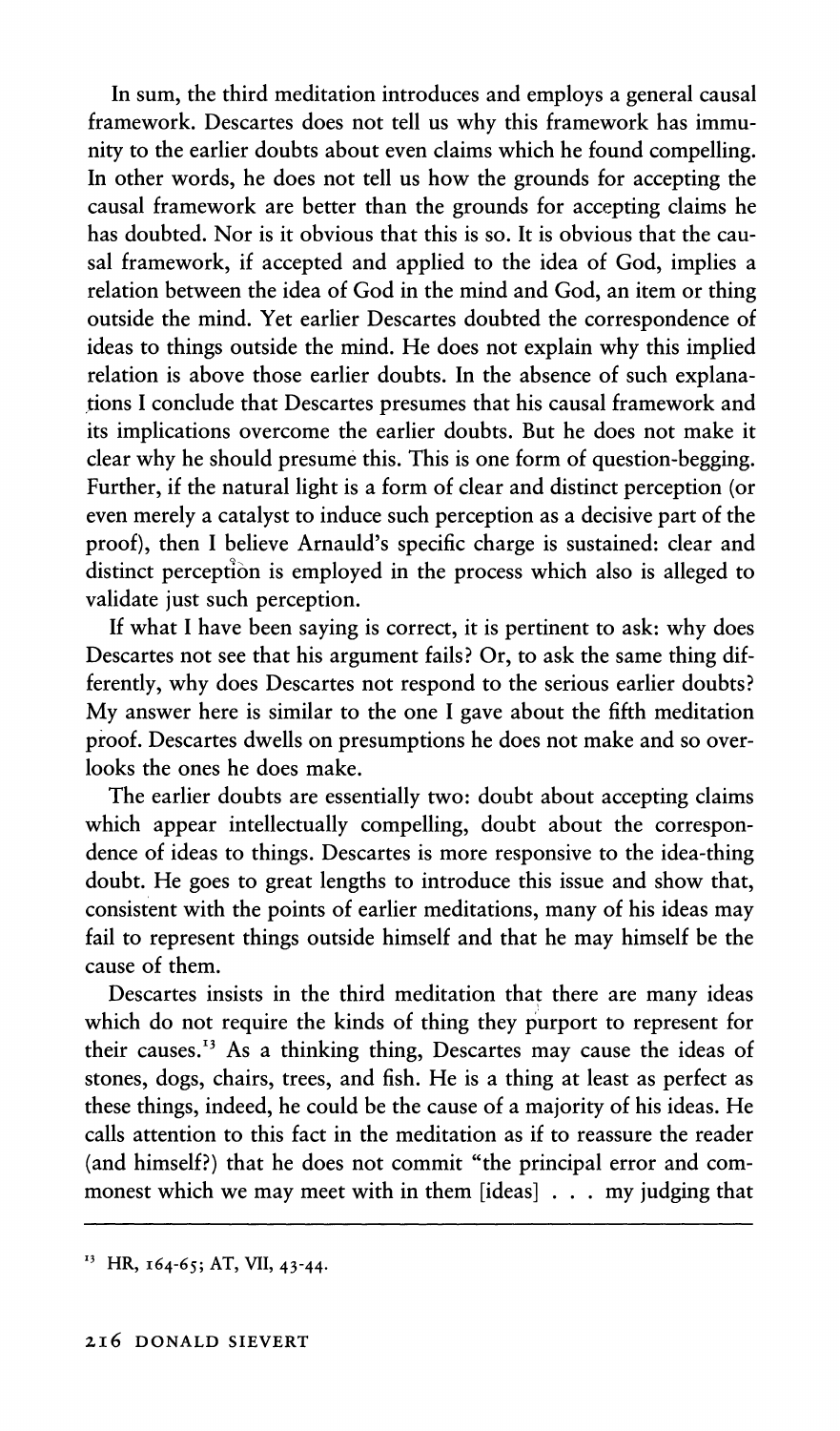In sum, the third meditation introduces and employs a general causal framework. Descartes does not tell us why this framework has immunity to the earlier doubts about even claims which he found compelling. In other words, he does not tell us how the grounds for accepting the causal framework are better than the grounds for accepting claims he has doubted. Nor is it obvious that this is so. It is obvious that the causal framework, if accepted and applied to the idea of God, implies a relation between the idea of God in the mind and God, an item or thing outside the mind. Yet earlier Descartes doubted the correspondence of ideas to things outside the mind. He does not explain why this implied relation is above those earlier doubts. In the absence of such explanations I conclude that Descartes presumes that his causal framework and its implications overcome the earlier doubts. But he does not make it clear why he should presume this. This is one form of question-begging. Further, if the natural light is a form of clear and distinct perception (or even merely a catalyst to induce such perception as a decisive part of the proof), then I believe Arnauld's specific charge is sustained: clear and distinct perception is employed in the process which also is alleged to validate just such perception.

If what I have been saying is correct, it is pertinent to ask: why does Descartes not see that his argument fails? Or, to ask the same thing differently, why does Descartes not respond to the serious earlier doubts? My answer here is similar to the one I gave about the fifth meditation proof. Descartes dwells on presumptions he does not make and so overlooks the ones he does make.

The earlier doubts are essentially two: doubt about accepting claims which appear intellectually compelling, doubt about the correspondence of ideas to things. Descartes is more responsive to the idea-thing doubt. He goes to great lengths to introduce this issue and show that, consistent with the points of earlier meditations, many of his ideas may fail to represent things outside himself and that he may himself be the cause of them.

Descartes insists in the third meditation that there are many ideas which do not require the kinds of thing they purport to represent for their causes.[13] As a thinking thing, Descartes may cause the ideas of stones, dogs, chairs, trees, and fish. He is a thing at least as perfect as these things, indeed, he could be the cause of a majority of his ideas. He calls attention to this fact in the meditation as if to reassure the reader (and himself?) that he does not commit "the principal error and commonest which we may meet with in them [ideas] . . . my judging that

[13] HR, 164-65; AT, VII, 43-44.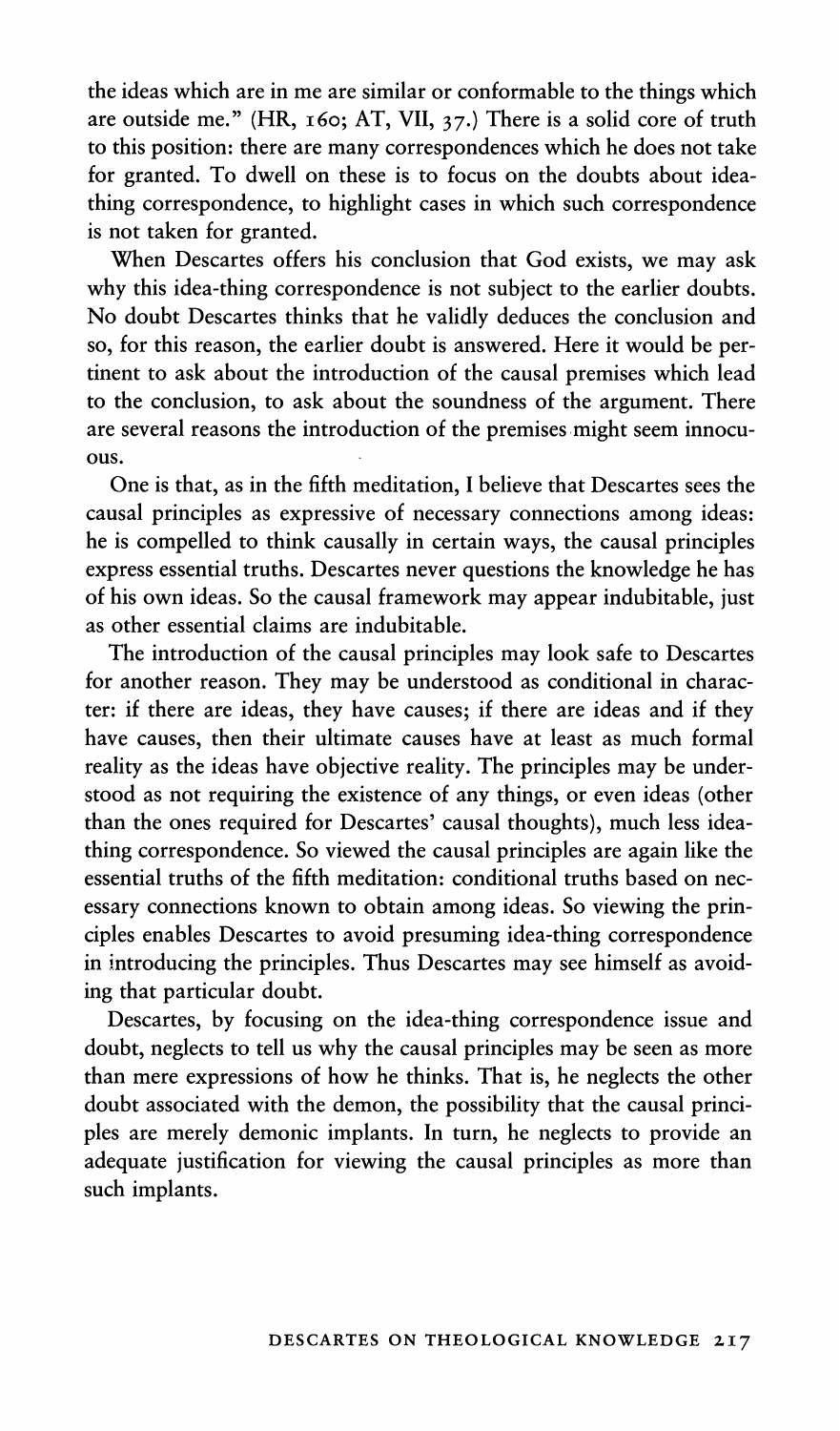the ideas which are in me are similar or conformable to the things which are outside me." (HR, 160; AT, VII, 37.) There is a solid core of truth to this position: there are many correspondences which he does not take for granted. To dwell on these is to focus on the doubts about idea-thing correspondence, to highlight cases in which such correspondence is not taken for granted.

When Descartes offers his conclusion that God exists, we may ask why this idea-thing correspondence is not subject to the earlier doubts. No doubt Descartes thinks that he validly deduces the conclusion and so, for this reason, the earlier doubt is answered. Here it would be pertinent to ask about the introduction of the causal premises which lead to the conclusion, to ask about the soundness of the argument. There are several reasons the introduction of the premises might seem innocuous.

One is that, as in the fifth meditation, I believe that Descartes sees the causal principles as expressive of necessary connections among ideas: he is compelled to think causally in certain ways, the causal principles express essential truths. Descartes never questions the knowledge he has of his own ideas. So the causal framework may appear indubitable, just as other essential claims are indubitable.

The introduction of the causal principles may look safe to Descartes for another reason. They may be understood as conditional in character: if there are ideas, they have causes; if there are ideas and if they have causes, then their ultimate causes have at least as much formal reality as the ideas have objective reality. The principles may be understood as not requiring the existence of any things, or even ideas (other than the ones required for Descartes' causal thoughts), much less idea-thing correspondence. So viewed the causal principles are again like the essential truths of the fifth meditation: conditional truths based on necessary connections known to obtain among ideas. So viewing the principles enables Descartes to avoid presuming idea-thing correspondence in introducing the principles. Thus Descartes may see himself as avoiding that particular doubt.

Descartes, by focusing on the idea-thing correspondence issue and doubt, neglects to tell us why the causal principles may be seen as more than mere expressions of how he thinks. That is, he neglects the other doubt associated with the demon, the possibility that the causal principles are merely demonic implants. In turn, he neglects to provide an adequate justification for viewing the causal principles as more than such implants.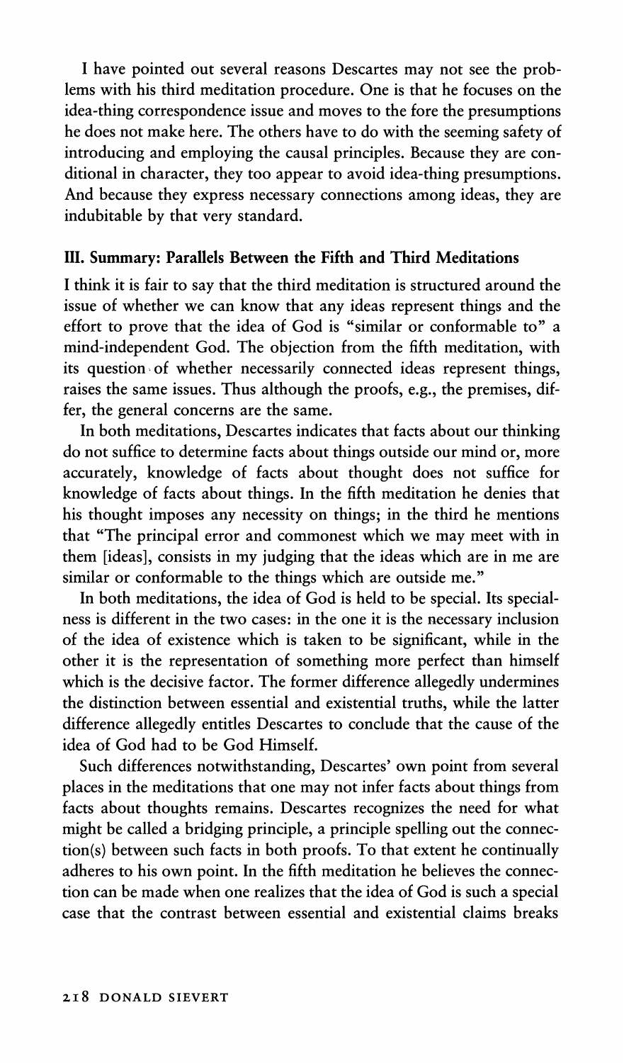I have pointed out several reasons Descartes may not see the problems with his third meditation procedure. One is that he focuses on the idea-thing correspondence issue and moves to the fore the presumptions he does not make here. The others have to do with the seeming safety of introducing and employing the causal principles. Because they are conditional in character, they too appear to avoid idea-thing presumptions. And because they express necessary connections among ideas, they are indubitable by that very standard.

## III. Summary: Parallels Between the Fifth and Third Meditations

I think it is fair to say that the third meditation is structured around the issue of whether we can know that any ideas represent things and the effort to prove that the idea of God is "similar or conformable to" a mind-independent God. The objection from the fifth meditation, with its question of whether necessarily connected ideas represent things, raises the same issues. Thus although the proofs, e.g., the premises, differ, the general concerns are the same.

In both meditations, Descartes indicates that facts about our thinking do not suffice to determine facts about things outside our mind or, more accurately, knowledge of facts about thought does not suffice for knowledge of facts about things. In the fifth meditation he denies that his thought imposes any necessity on things; in the third he mentions that "The principal error and commonest which we may meet with in them [ideas], consists in my judging that the ideas which are in me are similar or conformable to the things which are outside me."

In both meditations, the idea of God is held to be special. Its specialness is different in the two cases: in the one it is the necessary inclusion of the idea of existence which is taken to be significant, while in the other it is the representation of something more perfect than himself which is the decisive factor. The former difference allegedly undermines the distinction between essential and existential truths, while the latter difference allegedly entitles Descartes to conclude that the cause of the idea of God had to be God Himself.

Such differences notwithstanding, Descartes' own point from several places in the meditations that one may not infer facts about things from facts about thoughts remains. Descartes recognizes the need for what might be called a bridging principle, a principle spelling out the connection(s) between such facts in both proofs. To that extent he continually adheres to his own point. In the fifth meditation he believes the connection can be made when one realizes that the idea of God is such a special case that the contrast between essential and existential claims breaks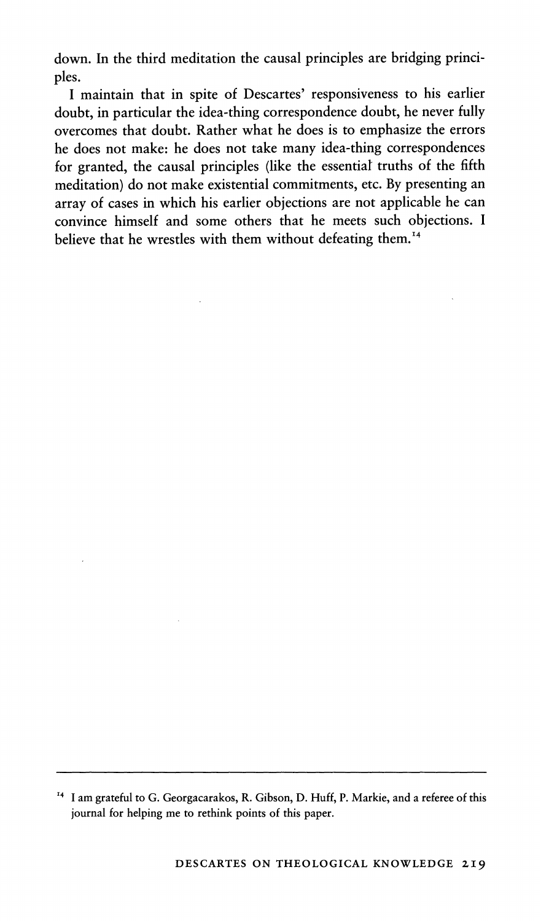down. In the third meditation the causal principles are bridging principles.

I maintain that in spite of Descartes' responsiveness to his earlier doubt, in particular the idea-thing correspondence doubt, he never fully overcomes that doubt. Rather what he does is to emphasize the errors he does not make: he does not take many idea-thing correspondences for granted, the causal principles (like the essential truths of the fifth meditation) do not make existential commitments, etc. By presenting an array of cases in which his earlier objections are not applicable he can convince himself and some others that he meets such objections. I believe that he wrestles with them without defeating them.[14]

---

[14] I am grateful to G. Georgacarakos, R. Gibson, D. Huff, P. Markie, and a referee of this journal for helping me to rethink points of this paper.